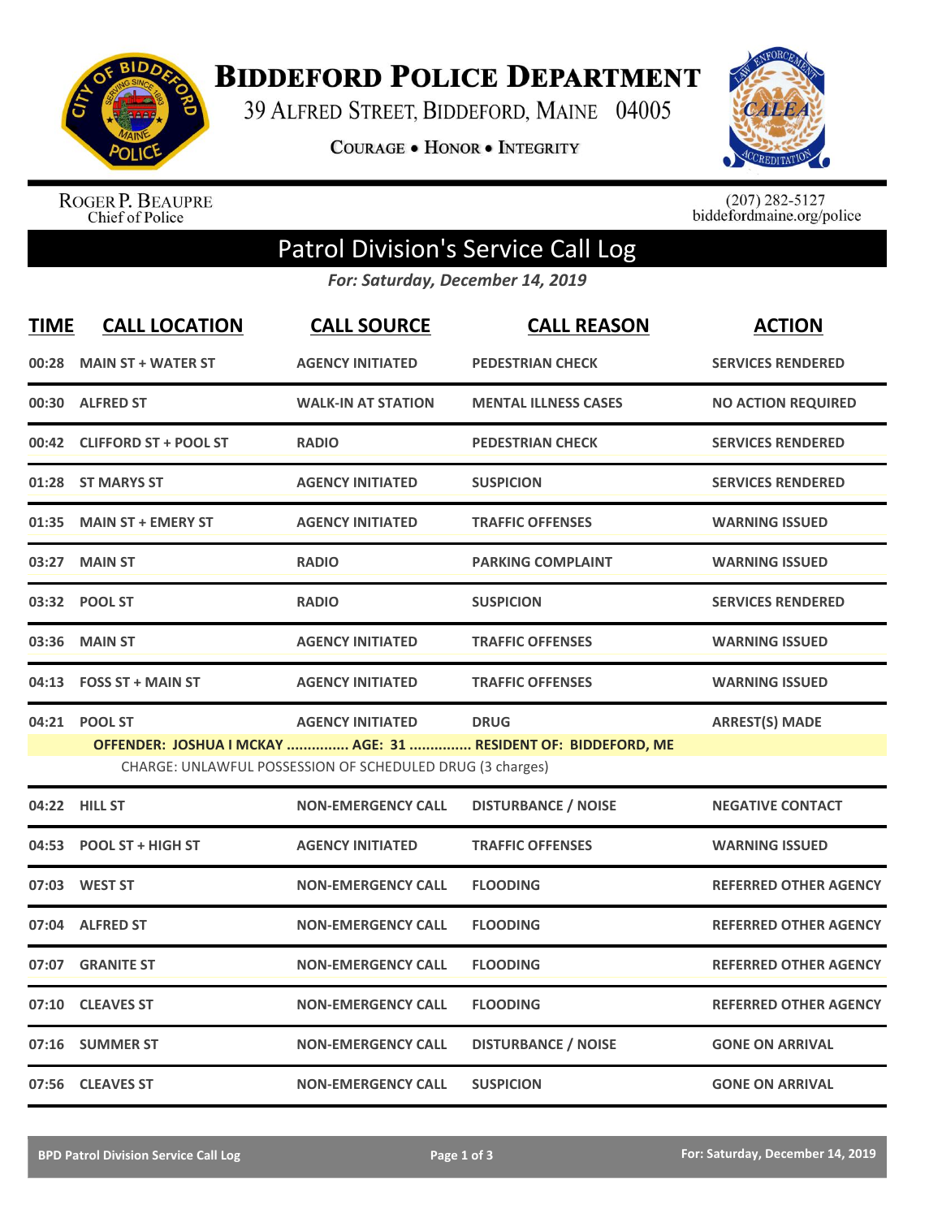# Biddeford Police Department

39 Alfred Street, Biddeford, Maine 04005

Courage • Honor • Integrity

Roger P. Beaupre
Chief of Police

(207) 282-5127
biddefordmaine.org/police

## Patrol Division's Service Call Log

*For: Saturday, December 14, 2019*

| TIME | CALL LOCATION | CALL SOURCE | CALL REASON | ACTION |
|---|---|---|---|---|
| 00:28 | MAIN ST + WATER ST | AGENCY INITIATED | PEDESTRIAN CHECK | SERVICES RENDERED |
| 00:30 | ALFRED ST | WALK-IN AT STATION | MENTAL ILLNESS CASES | NO ACTION REQUIRED |
| 00:42 | CLIFFORD ST + POOL ST | RADIO | PEDESTRIAN CHECK | SERVICES RENDERED |
| 01:28 | ST MARYS ST | AGENCY INITIATED | SUSPICION | SERVICES RENDERED |
| 01:35 | MAIN ST + EMERY ST | AGENCY INITIATED | TRAFFIC OFFENSES | WARNING ISSUED |
| 03:27 | MAIN ST | RADIO | PARKING COMPLAINT | WARNING ISSUED |
| 03:32 | POOL ST | RADIO | SUSPICION | SERVICES RENDERED |
| 03:36 | MAIN ST | AGENCY INITIATED | TRAFFIC OFFENSES | WARNING ISSUED |
| 04:13 | FOSS ST + MAIN ST | AGENCY INITIATED | TRAFFIC OFFENSES | WARNING ISSUED |
| 04:21 | POOL ST | AGENCY INITIATED | DRUG | ARREST(S) MADE |
| | OFFENDER: JOSHUA I MCKAY ............... AGE: 31 ............... RESIDENT OF: BIDDEFORD, ME<br>CHARGE: UNLAWFUL POSSESSION OF SCHEDULED DRUG (3 charges) | | | |
| 04:22 | HILL ST | NON-EMERGENCY CALL | DISTURBANCE / NOISE | NEGATIVE CONTACT |
| 04:53 | POOL ST + HIGH ST | AGENCY INITIATED | TRAFFIC OFFENSES | WARNING ISSUED |
| 07:03 | WEST ST | NON-EMERGENCY CALL | FLOODING | REFERRED OTHER AGENCY |
| 07:04 | ALFRED ST | NON-EMERGENCY CALL | FLOODING | REFERRED OTHER AGENCY |
| 07:07 | GRANITE ST | NON-EMERGENCY CALL | FLOODING | REFERRED OTHER AGENCY |
| 07:10 | CLEAVES ST | NON-EMERGENCY CALL | FLOODING | REFERRED OTHER AGENCY |
| 07:16 | SUMMER ST | NON-EMERGENCY CALL | DISTURBANCE / NOISE | GONE ON ARRIVAL |
| 07:56 | CLEAVES ST | NON-EMERGENCY CALL | SUSPICION | GONE ON ARRIVAL |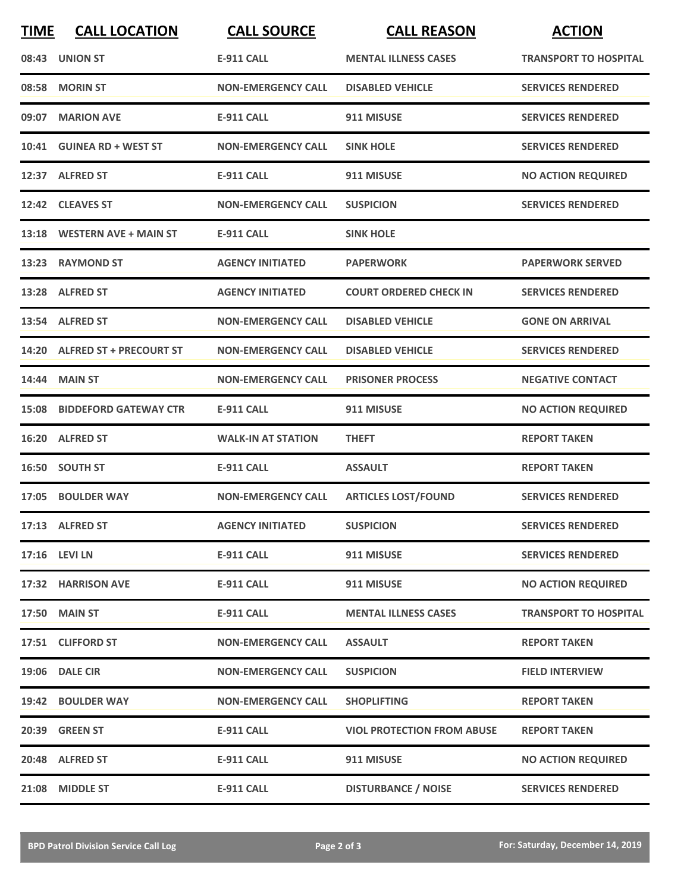| TIME | CALL LOCATION | CALL SOURCE | CALL REASON | ACTION |
|---|---|---|---|---|
| 08:43 | UNION ST | E-911 CALL | MENTAL ILLNESS CASES | TRANSPORT TO HOSPITAL |
| 08:58 | MORIN ST | NON-EMERGENCY CALL | DISABLED VEHICLE | SERVICES RENDERED |
| 09:07 | MARION AVE | E-911 CALL | 911 MISUSE | SERVICES RENDERED |
| 10:41 | GUINEA RD + WEST ST | NON-EMERGENCY CALL | SINK HOLE | SERVICES RENDERED |
| 12:37 | ALFRED ST | E-911 CALL | 911 MISUSE | NO ACTION REQUIRED |
| 12:42 | CLEAVES ST | NON-EMERGENCY CALL | SUSPICION | SERVICES RENDERED |
| 13:18 | WESTERN AVE + MAIN ST | E-911 CALL | SINK HOLE | |
| 13:23 | RAYMOND ST | AGENCY INITIATED | PAPERWORK | PAPERWORK SERVED |
| 13:28 | ALFRED ST | AGENCY INITIATED | COURT ORDERED CHECK IN | SERVICES RENDERED |
| 13:54 | ALFRED ST | NON-EMERGENCY CALL | DISABLED VEHICLE | GONE ON ARRIVAL |
| 14:20 | ALFRED ST + PRECOURT ST | NON-EMERGENCY CALL | DISABLED VEHICLE | SERVICES RENDERED |
| 14:44 | MAIN ST | NON-EMERGENCY CALL | PRISONER PROCESS | NEGATIVE CONTACT |
| 15:08 | BIDDEFORD GATEWAY CTR | E-911 CALL | 911 MISUSE | NO ACTION REQUIRED |
| 16:20 | ALFRED ST | WALK-IN AT STATION | THEFT | REPORT TAKEN |
| 16:50 | SOUTH ST | E-911 CALL | ASSAULT | REPORT TAKEN |
| 17:05 | BOULDER WAY | NON-EMERGENCY CALL | ARTICLES LOST/FOUND | SERVICES RENDERED |
| 17:13 | ALFRED ST | AGENCY INITIATED | SUSPICION | SERVICES RENDERED |
| 17:16 | LEVI LN | E-911 CALL | 911 MISUSE | SERVICES RENDERED |
| 17:32 | HARRISON AVE | E-911 CALL | 911 MISUSE | NO ACTION REQUIRED |
| 17:50 | MAIN ST | E-911 CALL | MENTAL ILLNESS CASES | TRANSPORT TO HOSPITAL |
| 17:51 | CLIFFORD ST | NON-EMERGENCY CALL | ASSAULT | REPORT TAKEN |
| 19:06 | DALE CIR | NON-EMERGENCY CALL | SUSPICION | FIELD INTERVIEW |
| 19:42 | BOULDER WAY | NON-EMERGENCY CALL | SHOPLIFTING | REPORT TAKEN |
| 20:39 | GREEN ST | E-911 CALL | VIOL PROTECTION FROM ABUSE | REPORT TAKEN |
| 20:48 | ALFRED ST | E-911 CALL | 911 MISUSE | NO ACTION REQUIRED |
| 21:08 | MIDDLE ST | E-911 CALL | DISTURBANCE / NOISE | SERVICES RENDERED |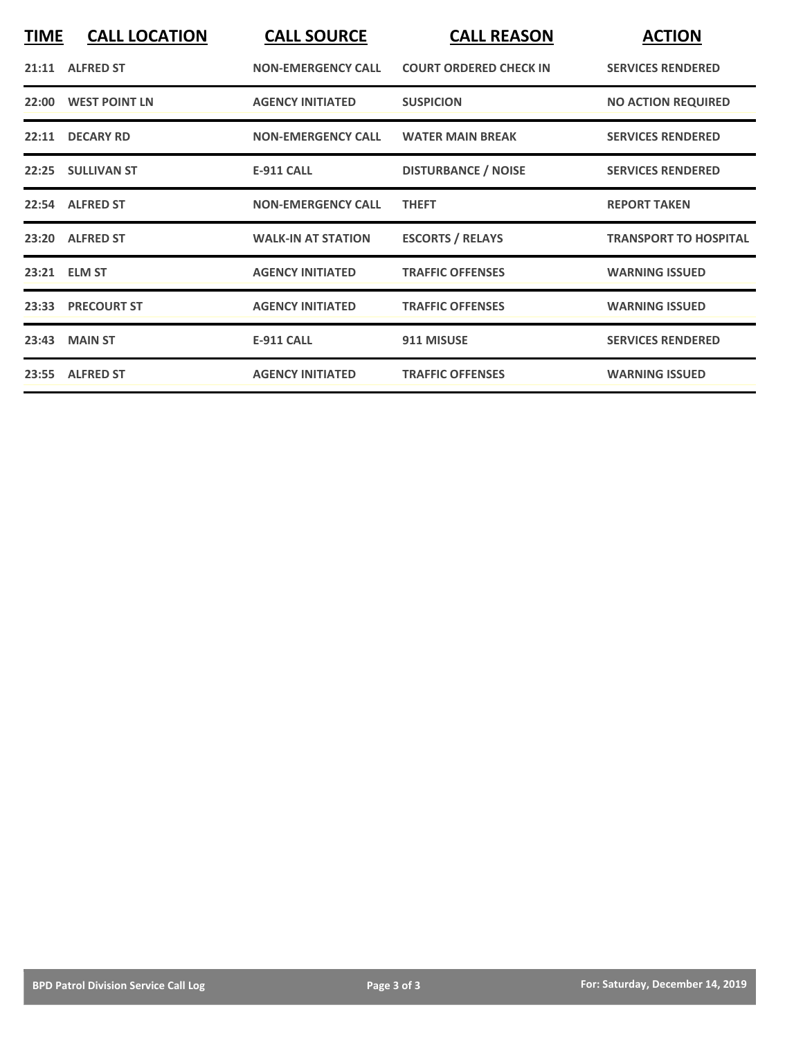| TIME | CALL LOCATION | CALL SOURCE | CALL REASON | ACTION |
|---|---|---|---|---|
| 21:11 | ALFRED ST | NON-EMERGENCY CALL | COURT ORDERED CHECK IN | SERVICES RENDERED |
| 22:00 | WEST POINT LN | AGENCY INITIATED | SUSPICION | NO ACTION REQUIRED |
| 22:11 | DECARY RD | NON-EMERGENCY CALL | WATER MAIN BREAK | SERVICES RENDERED |
| 22:25 | SULLIVAN ST | E-911 CALL | DISTURBANCE / NOISE | SERVICES RENDERED |
| 22:54 | ALFRED ST | NON-EMERGENCY CALL | THEFT | REPORT TAKEN |
| 23:20 | ALFRED ST | WALK-IN AT STATION | ESCORTS / RELAYS | TRANSPORT TO HOSPITAL |
| 23:21 | ELM ST | AGENCY INITIATED | TRAFFIC OFFENSES | WARNING ISSUED |
| 23:33 | PRECOURT ST | AGENCY INITIATED | TRAFFIC OFFENSES | WARNING ISSUED |
| 23:43 | MAIN ST | E-911 CALL | 911 MISUSE | SERVICES RENDERED |
| 23:55 | ALFRED ST | AGENCY INITIATED | TRAFFIC OFFENSES | WARNING ISSUED |

**BPD Patrol Division Service Call Log** **For: Saturday, December 14, 2019**